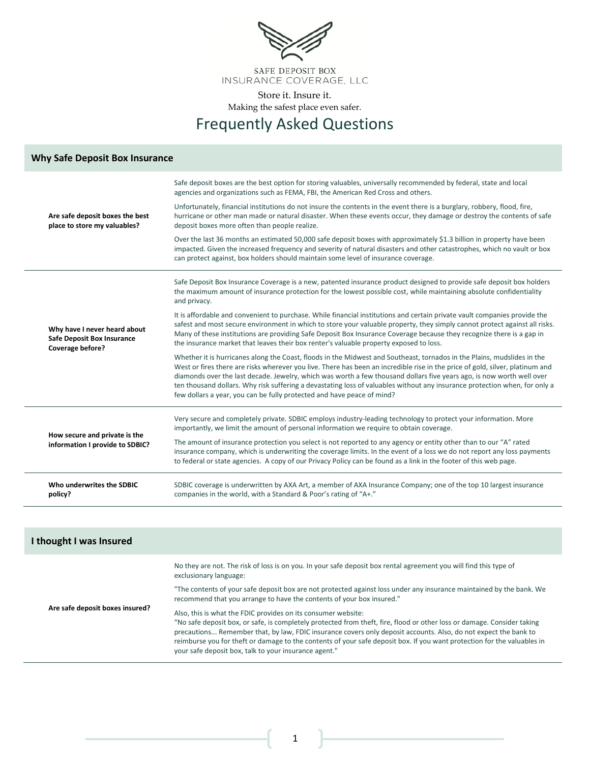SAFE DEPOSIT BOX
INSURANCE COVERAGE, LLC

Store it. Insure it.
Making the safest place even safer.

# Frequently Asked Questions

## Why Safe Deposit Box Insurance

**Are safe deposit boxes the best place to store my valuables?**

Safe deposit boxes are the best option for storing valuables, universally recommended by federal, state and local agencies and organizations such as FEMA, FBI, the American Red Cross and others.

Unfortunately, financial institutions do not insure the contents in the event there is a burglary, robbery, flood, fire, hurricane or other man made or natural disaster. When these events occur, they damage or destroy the contents of safe deposit boxes more often than people realize.

Over the last 36 months an estimated 50,000 safe deposit boxes with approximately $1.3 billion in property have been impacted. Given the increased frequency and severity of natural disasters and other catastrophes, which no vault or box can protect against, box holders should maintain some level of insurance coverage.

**Why have I never heard about Safe Deposit Box Insurance Coverage before?**

Safe Deposit Box Insurance Coverage is a new, patented insurance product designed to provide safe deposit box holders the maximum amount of insurance protection for the lowest possible cost, while maintaining absolute confidentiality and privacy.

It is affordable and convenient to purchase. While financial institutions and certain private vault companies provide the safest and most secure environment in which to store your valuable property, they simply cannot protect against all risks. Many of these institutions are providing Safe Deposit Box Insurance Coverage because they recognize there is a gap in the insurance market that leaves their box renter's valuable property exposed to loss.

Whether it is hurricanes along the Coast, floods in the Midwest and Southeast, tornados in the Plains, mudslides in the West or fires there are risks wherever you live. There has been an incredible rise in the price of gold, silver, platinum and diamonds over the last decade. Jewelry, which was worth a few thousand dollars five years ago, is now worth well over ten thousand dollars. Why risk suffering a devastating loss of valuables without any insurance protection when, for only a few dollars a year, you can be fully protected and have peace of mind?

**How secure and private is the information I provide to SDBIC?**

Very secure and completely private. SDBIC employs industry-leading technology to protect your information. More importantly, we limit the amount of personal information we require to obtain coverage.

The amount of insurance protection you select is not reported to any agency or entity other than to our "A" rated insurance company, which is underwriting the coverage limits. In the event of a loss we do not report any loss payments to federal or state agencies. A copy of our Privacy Policy can be found as a link in the footer of this web page.

**Who underwrites the SDBIC policy?**

SDBIC coverage is underwritten by AXA Art, a member of AXA Insurance Company; one of the top 10 largest insurance companies in the world, with a Standard & Poor's rating of "A+."

## I thought I was Insured

**Are safe deposit boxes insured?**

No they are not. The risk of loss is on you. In your safe deposit box rental agreement you will find this type of exclusionary language:

"The contents of your safe deposit box are not protected against loss under any insurance maintained by the bank. We recommend that you arrange to have the contents of your box insured."

Also, this is what the FDIC provides on its consumer website:
"No safe deposit box, or safe, is completely protected from theft, fire, flood or other loss or damage. Consider taking precautions... Remember that, by law, FDIC insurance covers only deposit accounts. Also, do not expect the bank to reimburse you for theft or damage to the contents of your safe deposit box. If you want protection for the valuables in your safe deposit box, talk to your insurance agent."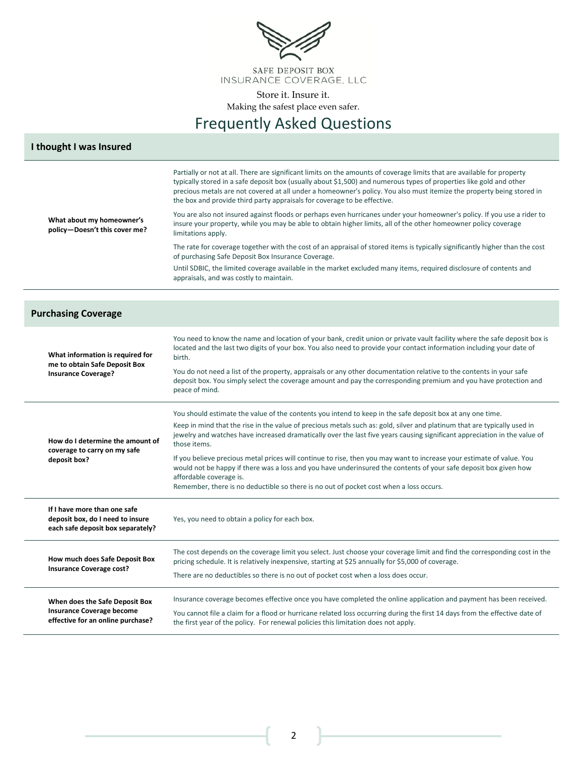SAFE DEPOSIT BOX
INSURANCE COVERAGE, LLC

Store it. Insure it.
Making the safest place even safer.

# Frequently Asked Questions

## I thought I was Insured

**What about my homeowner's policy—Doesn't this cover me?**

Partially or not at all. There are significant limits on the amounts of coverage limits that are available for property typically stored in a safe deposit box (usually about $1,500) and numerous types of properties like gold and other precious metals are not covered at all under a homeowner's policy. You also must itemize the property being stored in the box and provide third party appraisals for coverage to be effective.

You are also not insured against floods or perhaps even hurricanes under your homeowner's policy. If you use a rider to insure your property, while you may be able to obtain higher limits, all of the other homeowner policy coverage limitations apply.

The rate for coverage together with the cost of an appraisal of stored items is typically significantly higher than the cost of purchasing Safe Deposit Box Insurance Coverage.

Until SDBIC, the limited coverage available in the market excluded many items, required disclosure of contents and appraisals, and was costly to maintain.

## Purchasing Coverage

**What information is required for me to obtain Safe Deposit Box Insurance Coverage?**

You need to know the name and location of your bank, credit union or private vault facility where the safe deposit box is located and the last two digits of your box. You also need to provide your contact information including your date of birth.

You do not need a list of the property, appraisals or any other documentation relative to the contents in your safe deposit box. You simply select the coverage amount and pay the corresponding premium and you have protection and peace of mind.

**How do I determine the amount of coverage to carry on my safe deposit box?**

You should estimate the value of the contents you intend to keep in the safe deposit box at any one time.

Keep in mind that the rise in the value of precious metals such as: gold, silver and platinum that are typically used in jewelry and watches have increased dramatically over the last five years causing significant appreciation in the value of those items.

If you believe precious metal prices will continue to rise, then you may want to increase your estimate of value. You would not be happy if there was a loss and you have underinsured the contents of your safe deposit box given how affordable coverage is.
Remember, there is no deductible so there is no out of pocket cost when a loss occurs.

**If I have more than one safe deposit box, do I need to insure each safe deposit box separately?**

Yes, you need to obtain a policy for each box.

**How much does Safe Deposit Box Insurance Coverage cost?**

The cost depends on the coverage limit you select. Just choose your coverage limit and find the corresponding cost in the pricing schedule. It is relatively inexpensive, starting at $25 annually for $5,000 of coverage.

There are no deductibles so there is no out of pocket cost when a loss does occur.

**When does the Safe Deposit Box Insurance Coverage become effective for an online purchase?**

Insurance coverage becomes effective once you have completed the online application and payment has been received.

You cannot file a claim for a flood or hurricane related loss occurring during the first 14 days from the effective date of the first year of the policy. For renewal policies this limitation does not apply.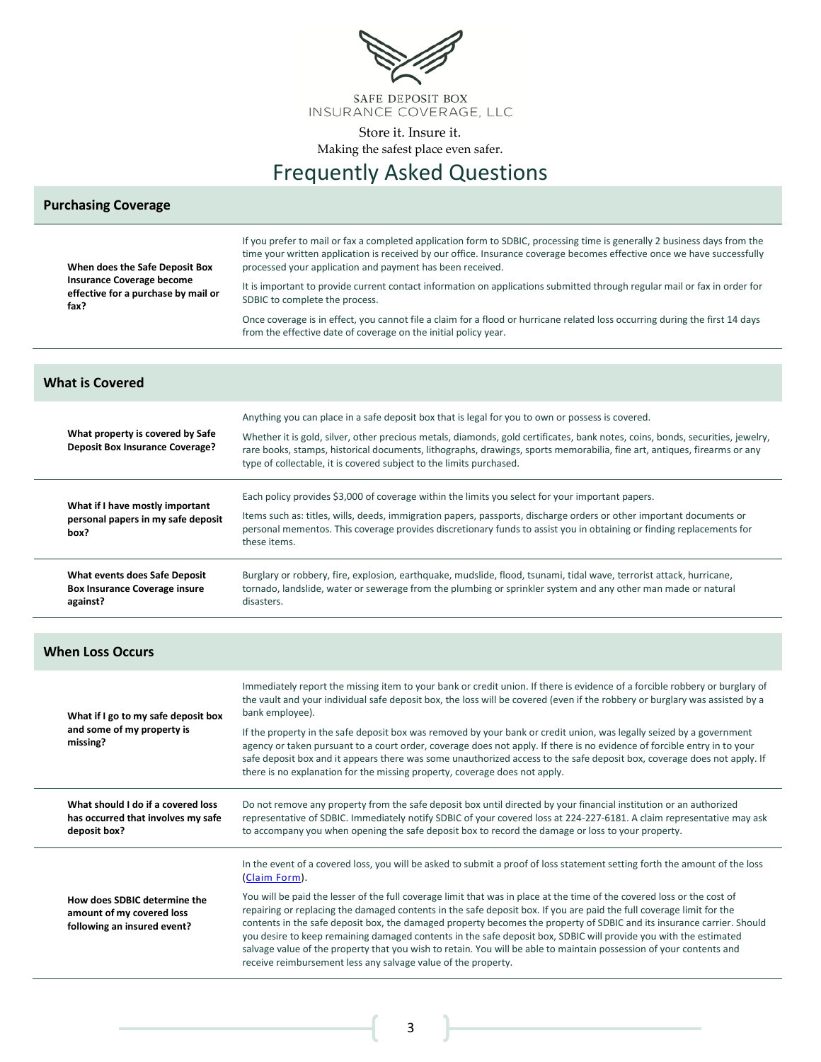SAFE DEPOSIT BOX
INSURANCE COVERAGE, LLC

Store it. Insure it.
Making the safest place even safer.

# Frequently Asked Questions

## Purchasing Coverage

**When does the Safe Deposit Box Insurance Coverage become effective for a purchase by mail or fax?**

If you prefer to mail or fax a completed application form to SDBIC, processing time is generally 2 business days from the time your written application is received by our office. Insurance coverage becomes effective once we have successfully processed your application and payment has been received.

It is important to provide current contact information on applications submitted through regular mail or fax in order for SDBIC to complete the process.

Once coverage is in effect, you cannot file a claim for a flood or hurricane related loss occurring during the first 14 days from the effective date of coverage on the initial policy year.

## What is Covered

**What property is covered by Safe Deposit Box Insurance Coverage?**

Anything you can place in a safe deposit box that is legal for you to own or possess is covered.

Whether it is gold, silver, other precious metals, diamonds, gold certificates, bank notes, coins, bonds, securities, jewelry, rare books, stamps, historical documents, lithographs, drawings, sports memorabilia, fine art, antiques, firearms or any type of collectable, it is covered subject to the limits purchased.

**What if I have mostly important personal papers in my safe deposit box?**

Each policy provides $3,000 of coverage within the limits you select for your important papers.

Items such as: titles, wills, deeds, immigration papers, passports, discharge orders or other important documents or personal mementos. This coverage provides discretionary funds to assist you in obtaining or finding replacements for these items.

**What events does Safe Deposit Box Insurance Coverage insure against?**

Burglary or robbery, fire, explosion, earthquake, mudslide, flood, tsunami, tidal wave, terrorist attack, hurricane, tornado, landslide, water or sewerage from the plumbing or sprinkler system and any other man made or natural disasters.

## When Loss Occurs

**What if I go to my safe deposit box and some of my property is missing?**

Immediately report the missing item to your bank or credit union. If there is evidence of a forcible robbery or burglary of the vault and your individual safe deposit box, the loss will be covered (even if the robbery or burglary was assisted by a bank employee).

If the property in the safe deposit box was removed by your bank or credit union, was legally seized by a government agency or taken pursuant to a court order, coverage does not apply. If there is no evidence of forcible entry in to your safe deposit box and it appears there was some unauthorized access to the safe deposit box, coverage does not apply. If there is no explanation for the missing property, coverage does not apply.

**What should I do if a covered loss has occurred that involves my safe deposit box?**

Do not remove any property from the safe deposit box until directed by your financial institution or an authorized representative of SDBIC. Immediately notify SDBIC of your covered loss at 224-227-6181. A claim representative may ask to accompany you when opening the safe deposit box to record the damage or loss to your property.

**How does SDBIC determine the amount of my covered loss following an insured event?**

In the event of a covered loss, you will be asked to submit a proof of loss statement setting forth the amount of the loss (Claim Form).

You will be paid the lesser of the full coverage limit that was in place at the time of the covered loss or the cost of repairing or replacing the damaged contents in the safe deposit box. If you are paid the full coverage limit for the contents in the safe deposit box, the damaged property becomes the property of SDBIC and its insurance carrier. Should you desire to keep remaining damaged contents in the safe deposit box, SDBIC will provide you with the estimated salvage value of the property that you wish to retain. You will be able to maintain possession of your contents and receive reimbursement less any salvage value of the property.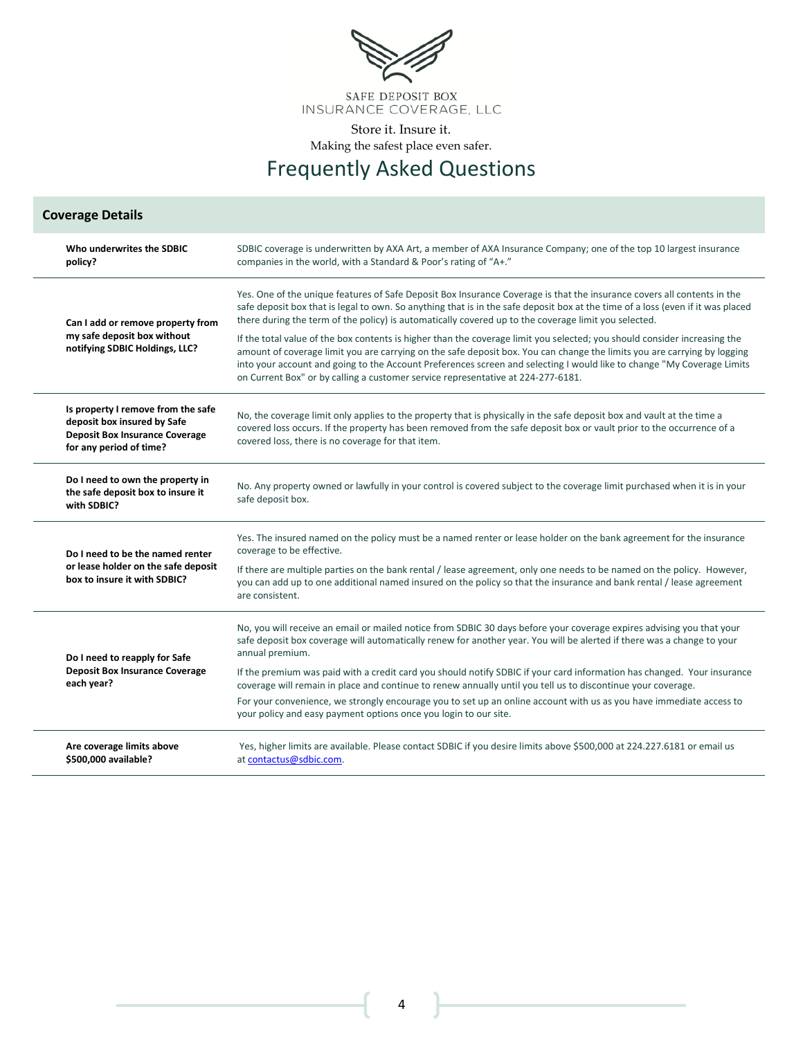SAFE DEPOSIT BOX
INSURANCE COVERAGE, LLC

Store it. Insure it.
Making the safest place even safer.

# Frequently Asked Questions

## Coverage Details

| | |
|---|---|
| **Who underwrites the SDBIC policy?** | SDBIC coverage is underwritten by AXA Art, a member of AXA Insurance Company; one of the top 10 largest insurance companies in the world, with a Standard & Poor's rating of "A+." |
| **Can I add or remove property from my safe deposit box without notifying SDBIC Holdings, LLC?** | Yes. One of the unique features of Safe Deposit Box Insurance Coverage is that the insurance covers all contents in the safe deposit box that is legal to own. So anything that is in the safe deposit box at the time of a loss (even if it was placed there during the term of the policy) is automatically covered up to the coverage limit you selected.<br><br>If the total value of the box contents is higher than the coverage limit you selected; you should consider increasing the amount of coverage limit you are carrying on the safe deposit box. You can change the limits you are carrying by logging into your account and going to the Account Preferences screen and selecting I would like to change "My Coverage Limits on Current Box" or by calling a customer service representative at 224-277-6181. |
| **Is property I remove from the safe deposit box insured by Safe Deposit Box Insurance Coverage for any period of time?** | No, the coverage limit only applies to the property that is physically in the safe deposit box and vault at the time a covered loss occurs. If the property has been removed from the safe deposit box or vault prior to the occurrence of a covered loss, there is no coverage for that item. |
| **Do I need to own the property in the safe deposit box to insure it with SDBIC?** | No. Any property owned or lawfully in your control is covered subject to the coverage limit purchased when it is in your safe deposit box. |
| **Do I need to be the named renter or lease holder on the safe deposit box to insure it with SDBIC?** | Yes. The insured named on the policy must be a named renter or lease holder on the bank agreement for the insurance coverage to be effective.<br><br>If there are multiple parties on the bank rental / lease agreement, only one needs to be named on the policy. However, you can add up to one additional named insured on the policy so that the insurance and bank rental / lease agreement are consistent. |
| **Do I need to reapply for Safe Deposit Box Insurance Coverage each year?** | No, you will receive an email or mailed notice from SDBIC 30 days before your coverage expires advising you that your safe deposit box coverage will automatically renew for another year. You will be alerted if there was a change to your annual premium.<br><br>If the premium was paid with a credit card you should notify SDBIC if your card information has changed. Your insurance coverage will remain in place and continue to renew annually until you tell us to discontinue your coverage.<br><br>For your convenience, we strongly encourage you to set up an online account with us as you have immediate access to your policy and easy payment options once you login to our site. |
| **Are coverage limits above $500,000 available?** | Yes, higher limits are available. Please contact SDBIC if you desire limits above $500,000 at 224.227.6181 or email us at contactus@sdbic.com. |